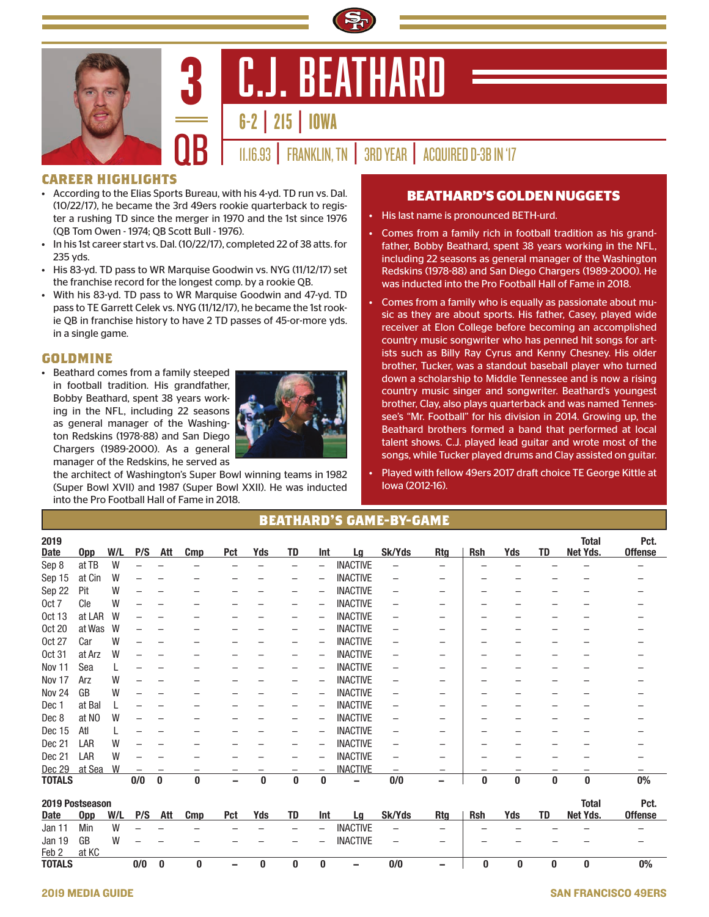# 3 QB C.J. BEATHARD

6-2 | 215 | IOWA

11.16.93 | FRANKLIN, TN | 3RD YEAR | ACQUIRED D-3B IN '17

## CAREER HIGHLIGHTS

- According to the Elias Sports Bureau, with his 4-yd. TD run vs. Dal. (10/22/17), he became the 3rd 49ers rookie quarterback to register a rushing TD since the merger in 1970 and the 1st since 1976 (QB Tom Owen - 1974; QB Scott Bull - 1976).
- In his 1st career start vs. Dal. (10/22/17), completed 22 of 38 atts. for 235 yds.
- His 83-yd. TD pass to WR Marquise Goodwin vs. NYG (11/12/17) set the franchise record for the longest comp. by a rookie QB.
- With his 83-yd. TD pass to WR Marquise Goodwin and 47-yd. TD pass to TE Garrett Celek vs. NYG (11/12/17), he became the 1st rookie QB in franchise history to have 2 TD passes of 45-or-more yds. in a single game.

## GOLDMINE

- Beathard comes from a family steeped in football tradition. His grandfather, Bobby Beathard, spent 38 years working in the NFL, including 22 seasons as general manager of the Washington Redskins (1978-88) and San Diego Chargers (1989-2000). As a general manager of the Redskins, he served as the architect of Washington's Super Bowl winning teams in 1982 (Super Bowl XVII) and 1987 (Super Bowl XXII). He was inducted into the Pro Football Hall of Fame in 2018.

## BEATHARD'S GOLDEN NUGGETS

- His last name is pronounced BETH-urd.
- Comes from a family rich in football tradition as his grandfather, Bobby Beathard, spent 38 years working in the NFL, including 22 seasons as general manager of the Washington Redskins (1978-88) and San Diego Chargers (1989-2000). He was inducted into the Pro Football Hall of Fame in 2018.
- Comes from a family who is equally as passionate about music as they are about sports. His father, Casey, played wide receiver at Elon College before becoming an accomplished country music songwriter who has penned hit songs for artists such as Billy Ray Cyrus and Kenny Chesney. His older brother, Tucker, was a standout baseball player who turned down a scholarship to Middle Tennessee and is now a rising country music singer and songwriter. Beathard's youngest brother, Clay, also plays quarterback and was named Tennessee's "Mr. Football" for his division in 2014. Growing up, the Beathard brothers formed a band that performed at local talent shows. C.J. played lead guitar and wrote most of the songs, while Tucker played drums and Clay assisted on guitar.
- Played with fellow 49ers 2017 draft choice TE George Kittle at Iowa (2012-16).

## BEATHARD'S GAME-BY-GAME

| 2019 Date | Opp | W/L | P/S | Att | Cmp | Pct | Yds | TD | Int | Lg | Sk/Yds | Rtg | Rsh | Yds | TD | Total Net Yds. | Pct. Offense |
|---|---|---|---|---|---|---|---|---|---|---|---|---|---|---|---|---|---|
| Sep 8 | at TB | W | – | – | – | – | – | – | – | INACTIVE | – | – | – | – | – | – | – |
| Sep 15 | at Cin | W | – | – | – | – | – | – | – | INACTIVE | – | – | – | – | – | – | – |
| Sep 22 | Pit | W | – | – | – | – | – | – | – | INACTIVE | – | – | – | – | – | – | – |
| Oct 7 | Cle | W | – | – | – | – | – | – | – | INACTIVE | – | – | – | – | – | – | – |
| Oct 13 | at LAR | W | – | – | – | – | – | – | – | INACTIVE | – | – | – | – | – | – | – |
| Oct 20 | at Was | W | – | – | – | – | – | – | – | INACTIVE | – | – | – | – | – | – | – |
| Oct 27 | Car | W | – | – | – | – | – | – | – | INACTIVE | – | – | – | – | – | – | – |
| Oct 31 | at Arz | W | – | – | – | – | – | – | – | INACTIVE | – | – | – | – | – | – | – |
| Nov 11 | Sea | L | – | – | – | – | – | – | – | INACTIVE | – | – | – | – | – | – | – |
| Nov 17 | Arz | W | – | – | – | – | – | – | – | INACTIVE | – | – | – | – | – | – | – |
| Nov 24 | GB | W | – | – | – | – | – | – | – | INACTIVE | – | – | – | – | – | – | – |
| Dec 1 | at Bal | L | – | – | – | – | – | – | – | INACTIVE | – | – | – | – | – | – | – |
| Dec 8 | at NO | W | – | – | – | – | – | – | – | INACTIVE | – | – | – | – | – | – | – |
| Dec 15 | Atl | L | – | – | – | – | – | – | – | INACTIVE | – | – | – | – | – | – | – |
| Dec 21 | LAR | W | – | – | – | – | – | – | – | INACTIVE | – | – | – | – | – | – | – |
| Dec 21 | LAR | W | – | – | – | – | – | – | – | INACTIVE | – | – | – | – | – | – | – |
| Dec 29 | at Sea | W | – | – | – | – | – | – | – | INACTIVE | – | – | – | – | – | – | – |
| **TOTALS** | | | **0/0** | **0** | **0** | **–** | **0** | **0** | **0** | **–** | **0/0** | **–** | **0** | **0** | **0** | **0** | **0%** |

| 2019 Postseason Date | Opp | W/L | P/S | Att | Cmp | Pct | Yds | TD | Int | Lg | Sk/Yds | Rtg | Rsh | Yds | TD | Total Net Yds. | Pct. Offense |
|---|---|---|---|---|---|---|---|---|---|---|---|---|---|---|---|---|---|
| Jan 11 | Min | W | – | – | – | – | – | – | – | INACTIVE | – | – | – | – | – | – | – |
| Jan 19 | GB | W | – | – | – | – | – | – | – | INACTIVE | – | – | – | – | – | – | – |
| Feb 2 | at KC | | | | | | | | | | | | | | | | |
| **TOTALS** | | | **0/0** | **0** | **0** | **–** | **0** | **0** | **0** | **–** | **0/0** | **–** | **0** | **0** | **0** | **0** | **0%** |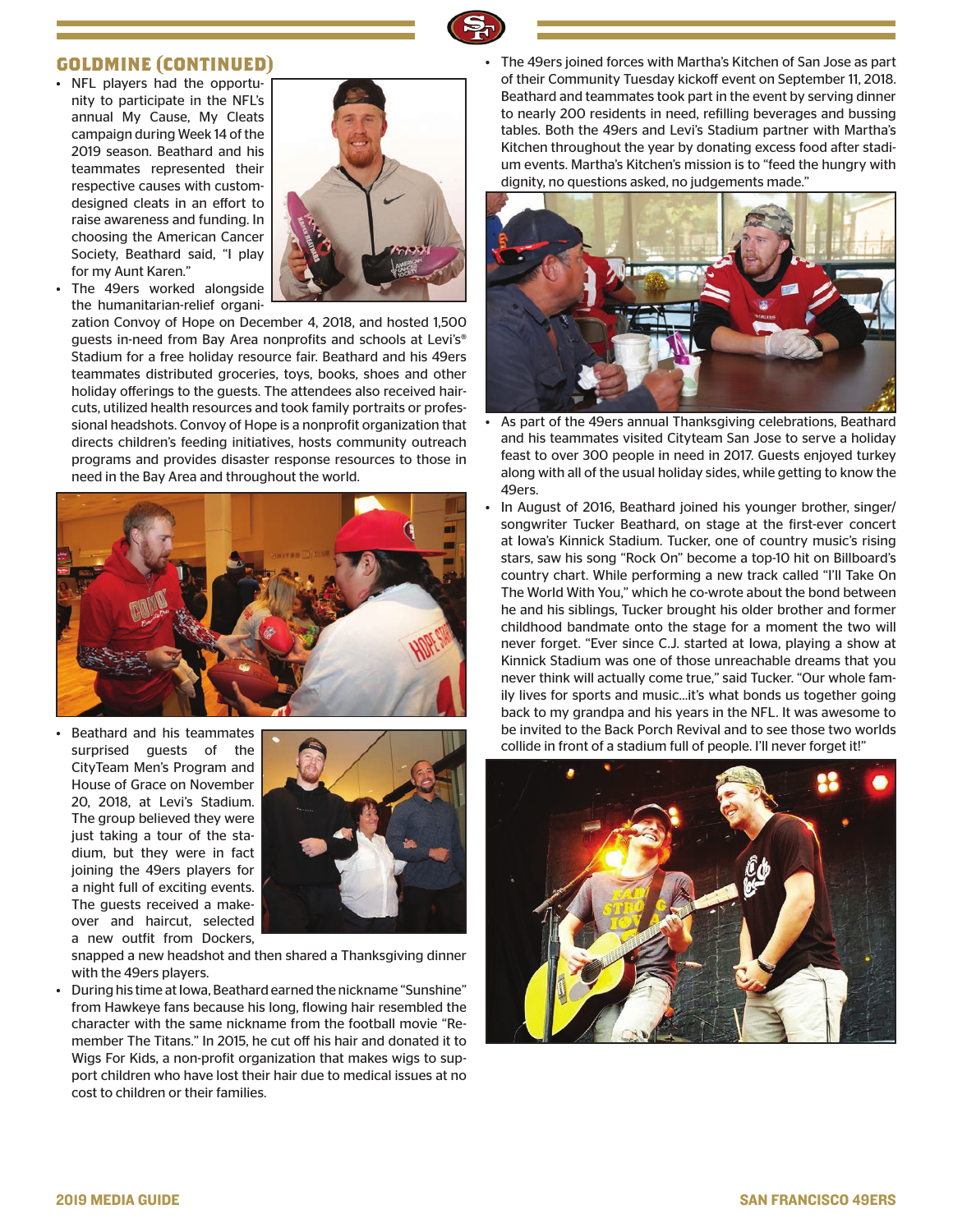## GOLDMINE (CONTINUED)

- NFL players had the opportunity to participate in the NFL's annual My Cause, My Cleats campaign during Week 14 of the 2019 season. Beathard and his teammates represented their respective causes with custom-designed cleats in an effort to raise awareness and funding. In choosing the American Cancer Society, Beathard said, "I play for my Aunt Karen."
- The 49ers worked alongside the humanitarian-relief organization Convoy of Hope on December 4, 2018, and hosted 1,500 guests in-need from Bay Area nonprofits and schools at Levi's® Stadium for a free holiday resource fair. Beathard and his 49ers teammates distributed groceries, toys, books, shoes and other holiday offerings to the guests. The attendees also received haircuts, utilized health resources and took family portraits or professional headshots. Convoy of Hope is a nonprofit organization that directs children's feeding initiatives, hosts community outreach programs and provides disaster response resources to those in need in the Bay Area and throughout the world.
- Beathard and his teammates surprised guests of the CityTeam Men's Program and House of Grace on November 20, 2018, at Levi's Stadium. The group believed they were just taking a tour of the stadium, but they were in fact joining the 49ers players for a night full of exciting events. The guests received a makeover and haircut, selected a new outfit from Dockers, snapped a new headshot and then shared a Thanksgiving dinner with the 49ers players.
- During his time at Iowa, Beathard earned the nickname "Sunshine" from Hawkeye fans because his long, flowing hair resembled the character with the same nickname from the football movie "Remember The Titans." In 2015, he cut off his hair and donated it to Wigs For Kids, a non-profit organization that makes wigs to support children who have lost their hair due to medical issues at no cost to children or their families.
- The 49ers joined forces with Martha's Kitchen of San Jose as part of their Community Tuesday kickoff event on September 11, 2018. Beathard and teammates took part in the event by serving dinner to nearly 200 residents in need, refilling beverages and bussing tables. Both the 49ers and Levi's Stadium partner with Martha's Kitchen throughout the year by donating excess food after stadium events. Martha's Kitchen's mission is to "feed the hungry with dignity, no questions asked, no judgements made."
- As part of the 49ers annual Thanksgiving celebrations, Beathard and his teammates visited Cityteam San Jose to serve a holiday feast to over 300 people in need in 2017. Guests enjoyed turkey along with all of the usual holiday sides, while getting to know the 49ers.
- In August of 2016, Beathard joined his younger brother, singer/songwriter Tucker Beathard, on stage at the first-ever concert at Iowa's Kinnick Stadium. Tucker, one of country music's rising stars, saw his song "Rock On" become a top-10 hit on Billboard's country chart. While performing a new track called "I'll Take On The World With You," which he co-wrote about the bond between he and his siblings, Tucker brought his older brother and former childhood bandmate onto the stage for a moment the two will never forget. "Ever since C.J. started at Iowa, playing a show at Kinnick Stadium was one of those unreachable dreams that you never think will actually come true," said Tucker. "Our whole family lives for sports and music...it's what bonds us together going back to my grandpa and his years in the NFL. It was awesome to be invited to the Back Porch Revival and to see those two worlds collide in front of a stadium full of people. I'll never forget it!"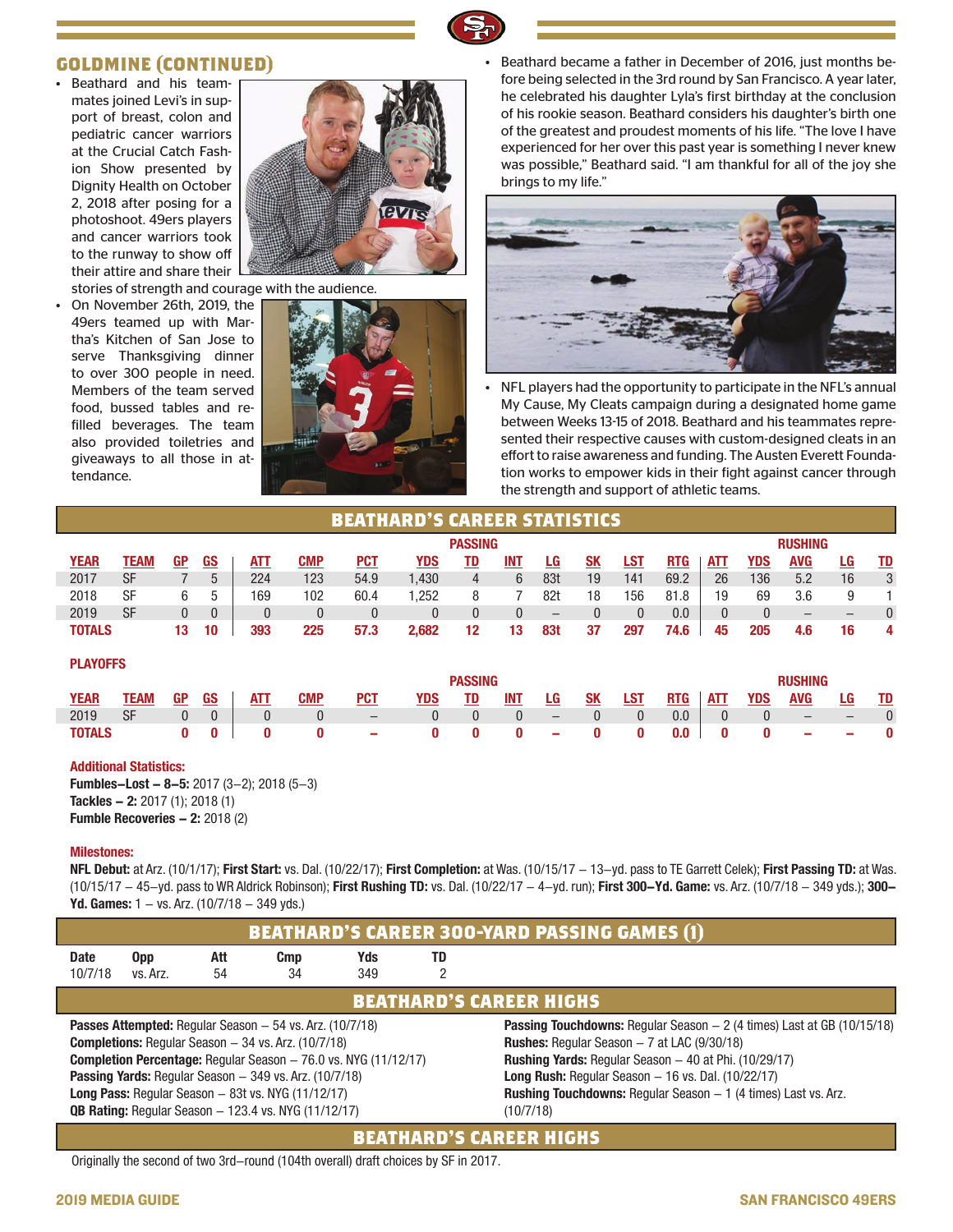## GOLDMINE (CONTINUED)

- Beathard and his teammates joined Levi's in support of breast, colon and pediatric cancer warriors at the Crucial Catch Fashion Show presented by Dignity Health on October 2, 2018 after posing for a photoshoot. 49ers players and cancer warriors took to the runway to show off their attire and share their stories of strength and courage with the audience.
- On November 26th, 2019, the 49ers teamed up with Martha's Kitchen of San Jose to serve Thanksgiving dinner to over 300 people in need. Members of the team served food, bussed tables and refilled beverages. The team also provided toiletries and giveaways to all those in attendance.
- Beathard became a father in December of 2016, just months before being selected in the 3rd round by San Francisco. A year later, he celebrated his daughter Lyla's first birthday at the conclusion of his rookie season. Beathard considers his daughter's birth one of the greatest and proudest moments of his life. "The love I have experienced for her over this past year is something I never knew was possible," Beathard said. "I am thankful for all of the joy she brings to my life."
- NFL players had the opportunity to participate in the NFL's annual My Cause, My Cleats campaign during a designated home game between Weeks 13-15 of 2018. Beathard and his teammates represented their respective causes with custom-designed cleats in an effort to raise awareness and funding. The Austen Everett Foundation works to empower kids in their fight against cancer through the strength and support of athletic teams.

## BEATHARD'S CAREER STATISTICS

| | | | | PASSING | | | | | | | | | | | RUSHING | | | | |
|---|---|---|---|---|---|---|---|---|---|---|---|---|---|---|---|---|---|---|---|
| YEAR | TEAM | GP | GS | ATT | CMP | PCT | YDS | TD | INT | LG | SK | LST | RTG | ATT | YDS | AVG | LG | TD |
| 2017 | SF | 7 | 5 | 224 | 123 | 54.9 | 1,430 | 4 | 6 | 83t | 19 | 141 | 69.2 | 26 | 136 | 5.2 | 16 | 3 |
| 2018 | SF | 6 | 5 | 169 | 102 | 60.4 | 1,252 | 8 | 7 | 82t | 18 | 156 | 81.8 | 19 | 69 | 3.6 | 9 | 1 |
| 2019 | SF | 0 | 0 | 0 | 0 | 0 | 0 | 0 | 0 | – | 0 | 0 | 0.0 | 0 | 0 | – | – | 0 |
| TOTALS | | 13 | 10 | 393 | 225 | 57.3 | 2,682 | 12 | 13 | 83t | 37 | 297 | 74.6 | 45 | 205 | 4.6 | 16 | 4 |

**PLAYOFFS**

| | | | | PASSING | | | | | | | | | | | RUSHING | | | | |
|---|---|---|---|---|---|---|---|---|---|---|---|---|---|---|---|---|---|---|---|
| YEAR | TEAM | GP | GS | ATT | CMP | PCT | YDS | TD | INT | LG | SK | LST | RTG | ATT | YDS | AVG | LG | TD |
| 2019 | SF | 0 | 0 | 0 | 0 | – | 0 | 0 | 0 | – | 0 | 0 | 0.0 | 0 | 0 | – | – | 0 |
| TOTALS | | 0 | 0 | 0 | 0 | – | 0 | 0 | 0 | – | 0 | 0 | 0.0 | 0 | 0 | – | – | 0 |

**Additional Statistics:**
**Fumbles–Lost – 8–5:** 2017 (3–2); 2018 (5–3)
**Tackles – 2:** 2017 (1); 2018 (1)
**Fumble Recoveries – 2:** 2018 (2)

**Milestones:**
**NFL Debut:** at Arz. (10/1/17); **First Start:** vs. Dal. (10/22/17); **First Completion:** at Was. (10/15/17 – 13–yd. pass to TE Garrett Celek); **First Passing TD:** at Was. (10/15/17 – 45–yd. pass to WR Aldrick Robinson); **First Rushing TD:** vs. Dal. (10/22/17 – 4–yd. run); **First 300–Yd. Game:** vs. Arz. (10/7/18 – 349 yds.); **300–Yd. Games:** 1 – vs. Arz. (10/7/18 – 349 yds.)

## BEATHARD'S CAREER 300-YARD PASSING GAMES (1)

| Date | Opp | Att | Cmp | Yds | TD |
|---|---|---|---|---|---|
| 10/7/18 | vs. Arz. | 54 | 34 | 349 | 2 |

## BEATHARD'S CAREER HIGHS

**Passes Attempted:** Regular Season – 54 vs. Arz. (10/7/18)
**Completions:** Regular Season – 34 vs. Arz. (10/7/18)
**Completion Percentage:** Regular Season – 76.0 vs. NYG (11/12/17)
**Passing Yards:** Regular Season – 349 vs. Arz. (10/7/18)
**Long Pass:** Regular Season – 83t vs. NYG (11/12/17)
**QB Rating:** Regular Season – 123.4 vs. NYG (11/12/17)
**Passing Touchdowns:** Regular Season – 2 (4 times) Last at GB (10/15/18)
**Rushes:** Regular Season – 7 at LAC (9/30/18)
**Rushing Yards:** Regular Season – 40 at Phi. (10/29/17)
**Long Rush:** Regular Season – 16 vs. Dal. (10/22/17)
**Rushing Touchdowns:** Regular Season – 1 (4 times) Last vs. Arz. (10/7/18)

## BEATHARD'S CAREER HIGHS

Originally the second of two 3rd–round (104th overall) draft choices by SF in 2017.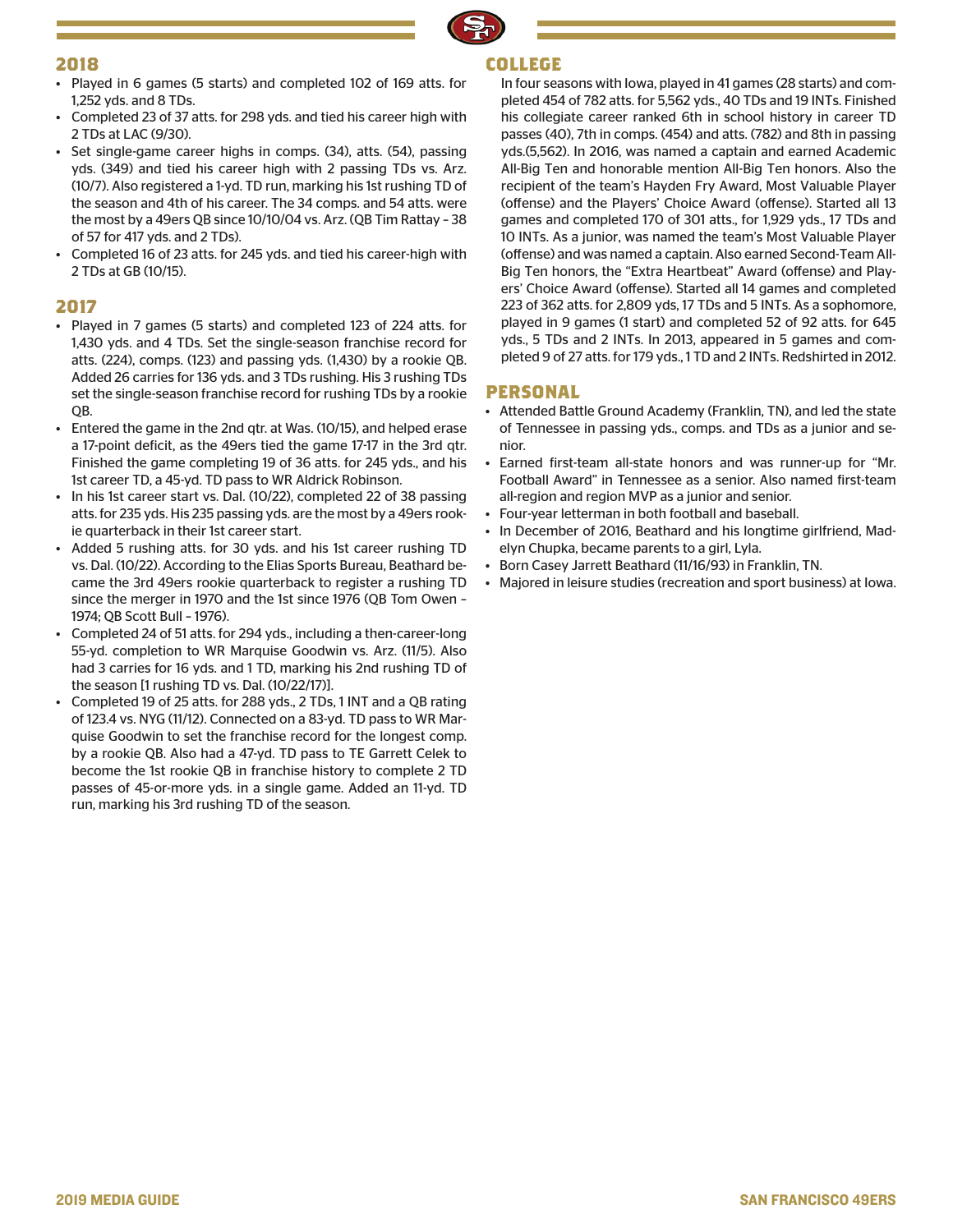## 2018

- Played in 6 games (5 starts) and completed 102 of 169 atts. for 1,252 yds. and 8 TDs.
- Completed 23 of 37 atts. for 298 yds. and tied his career high with 2 TDs at LAC (9/30).
- Set single-game career highs in comps. (34), atts. (54), passing yds. (349) and tied his career high with 2 passing TDs vs. Arz. (10/7). Also registered a 1-yd. TD run, marking his 1st rushing TD of the season and 4th of his career. The 34 comps. and 54 atts. were the most by a 49ers QB since 10/10/04 vs. Arz. (QB Tim Rattay – 38 of 57 for 417 yds. and 2 TDs).
- Completed 16 of 23 atts. for 245 yds. and tied his career-high with 2 TDs at GB (10/15).

## 2017

- Played in 7 games (5 starts) and completed 123 of 224 atts. for 1,430 yds. and 4 TDs. Set the single-season franchise record for atts. (224), comps. (123) and passing yds. (1,430) by a rookie QB. Added 26 carries for 136 yds. and 3 TDs rushing. His 3 rushing TDs set the single-season franchise record for rushing TDs by a rookie QB.
- Entered the game in the 2nd qtr. at Was. (10/15), and helped erase a 17-point deficit, as the 49ers tied the game 17-17 in the 3rd qtr. Finished the game completing 19 of 36 atts. for 245 yds., and his 1st career TD, a 45-yd. TD pass to WR Aldrick Robinson.
- In his 1st career start vs. Dal. (10/22), completed 22 of 38 passing atts. for 235 yds. His 235 passing yds. are the most by a 49ers rookie quarterback in their 1st career start.
- Added 5 rushing atts. for 30 yds. and his 1st career rushing TD vs. Dal. (10/22). According to the Elias Sports Bureau, Beathard became the 3rd 49ers rookie quarterback to register a rushing TD since the merger in 1970 and the 1st since 1976 (QB Tom Owen – 1974; QB Scott Bull – 1976).
- Completed 24 of 51 atts. for 294 yds., including a then-career-long 55-yd. completion to WR Marquise Goodwin vs. Arz. (11/5). Also had 3 carries for 16 yds. and 1 TD, marking his 2nd rushing TD of the season [1 rushing TD vs. Dal. (10/22/17)].
- Completed 19 of 25 atts. for 288 yds., 2 TDs, 1 INT and a QB rating of 123.4 vs. NYG (11/12). Connected on a 83-yd. TD pass to WR Marquise Goodwin to set the franchise record for the longest comp. by a rookie QB. Also had a 47-yd. TD pass to TE Garrett Celek to become the 1st rookie QB in franchise history to complete 2 TD passes of 45-or-more yds. in a single game. Added an 11-yd. TD run, marking his 3rd rushing TD of the season.

## COLLEGE

In four seasons with Iowa, played in 41 games (28 starts) and completed 454 of 782 atts. for 5,562 yds., 40 TDs and 19 INTs. Finished his collegiate career ranked 6th in school history in career TD passes (40), 7th in comps. (454) and atts. (782) and 8th in passing yds.(5,562). In 2016, was named a captain and earned Academic All-Big Ten and honorable mention All-Big Ten honors. Also the recipient of the team's Hayden Fry Award, Most Valuable Player (offense) and the Players' Choice Award (offense). Started all 13 games and completed 170 of 301 atts., for 1,929 yds., 17 TDs and 10 INTs. As a junior, was named the team's Most Valuable Player (offense) and was named a captain. Also earned Second-Team All-Big Ten honors, the "Extra Heartbeat" Award (offense) and Players' Choice Award (offense). Started all 14 games and completed 223 of 362 atts. for 2,809 yds, 17 TDs and 5 INTs. As a sophomore, played in 9 games (1 start) and completed 52 of 92 atts. for 645 yds., 5 TDs and 2 INTs. In 2013, appeared in 5 games and completed 9 of 27 atts. for 179 yds., 1 TD and 2 INTs. Redshirted in 2012.

## PERSONAL

- Attended Battle Ground Academy (Franklin, TN), and led the state of Tennessee in passing yds., comps. and TDs as a junior and senior.
- Earned first-team all-state honors and was runner-up for "Mr. Football Award" in Tennessee as a senior. Also named first-team all-region and region MVP as a junior and senior.
- Four-year letterman in both football and baseball.
- In December of 2016, Beathard and his longtime girlfriend, Madelyn Chupka, became parents to a girl, Lyla.
- Born Casey Jarrett Beathard (11/16/93) in Franklin, TN.
- Majored in leisure studies (recreation and sport business) at Iowa.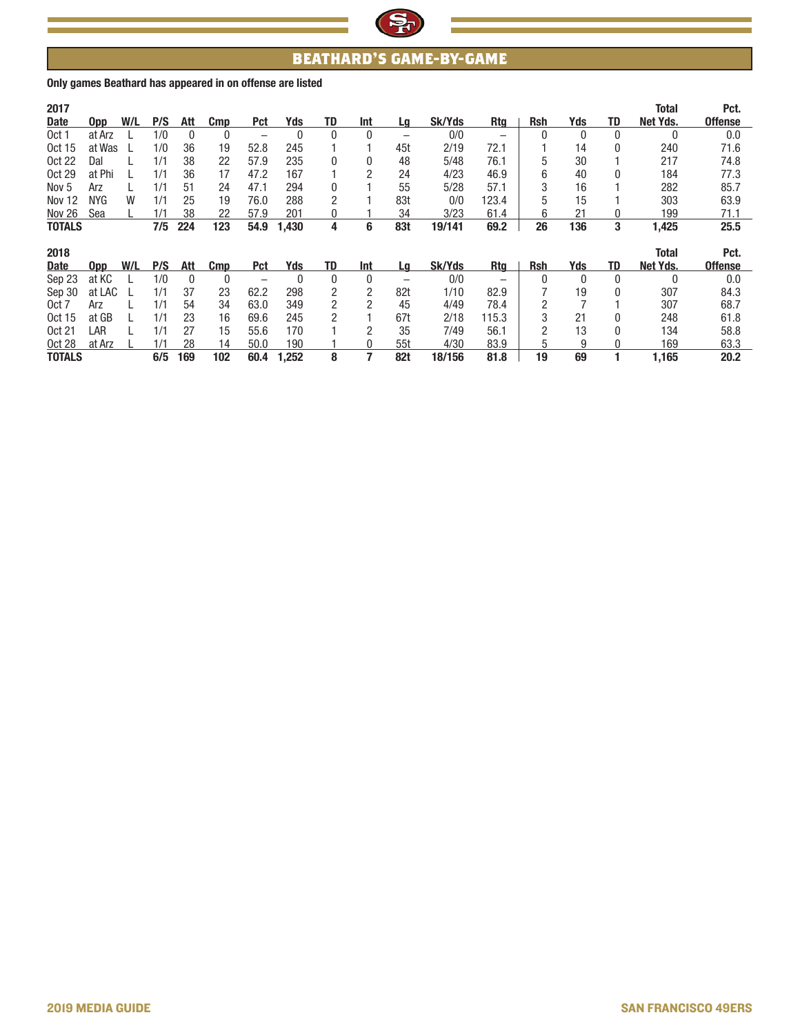## BEATHARD'S GAME-BY-GAME

**Only games Beathard has appeared in on offense are listed**

**2017**

| Date | Opp | W/L | P/S | Att | Cmp | Pct | Yds | TD | Int | Lg | Sk/Yds | Rtg | Rsh | Yds | TD | Total Net Yds. | Pct. Offense |
|---|---|---|---|---|---|---|---|---|---|---|---|---|---|---|---|---|---|
| Oct 1 | at Arz | L | 1/0 | 0 | 0 | – | 0 | 0 | 0 | – | 0/0 | – | 0 | 0 | 0 | 0 | 0.0 |
| Oct 15 | at Was | L | 1/0 | 36 | 19 | 52.8 | 245 | 1 | 1 | 45t | 2/19 | 72.1 | 1 | 14 | 0 | 240 | 71.6 |
| Oct 22 | Dal | L | 1/1 | 38 | 22 | 57.9 | 235 | 0 | 0 | 48 | 5/48 | 76.1 | 5 | 30 | 1 | 217 | 74.8 |
| Oct 29 | at Phi | L | 1/1 | 36 | 17 | 47.2 | 167 | 1 | 2 | 24 | 4/23 | 46.9 | 6 | 40 | 0 | 184 | 77.3 |
| Nov 5 | Arz | L | 1/1 | 51 | 24 | 47.1 | 294 | 0 | 1 | 55 | 5/28 | 57.1 | 3 | 16 | 1 | 282 | 85.7 |
| Nov 12 | NYG | W | 1/1 | 25 | 19 | 76.0 | 288 | 2 | 1 | 83t | 0/0 | 123.4 | 5 | 15 | 1 | 303 | 63.9 |
| Nov 26 | Sea | L | 1/1 | 38 | 22 | 57.9 | 201 | 0 | 1 | 34 | 3/23 | 61.4 | 6 | 21 | 0 | 199 | 71.1 |
| **TOTALS** | | | **7/5** | **224** | **123** | **54.9** | **1,430** | **4** | **6** | **83t** | **19/141** | **69.2** | **26** | **136** | **3** | **1,425** | **25.5** |

**2018**

| Date | Opp | W/L | P/S | Att | Cmp | Pct | Yds | TD | Int | Lg | Sk/Yds | Rtg | Rsh | Yds | TD | Total Net Yds. | Pct. Offense |
|---|---|---|---|---|---|---|---|---|---|---|---|---|---|---|---|---|---|
| Sep 23 | at KC | L | 1/0 | 0 | 0 | – | 0 | 0 | 0 | – | 0/0 | – | 0 | 0 | 0 | 0 | 0.0 |
| Sep 30 | at LAC | L | 1/1 | 37 | 23 | 62.2 | 298 | 2 | 2 | 82t | 1/10 | 82.9 | 7 | 19 | 0 | 307 | 84.3 |
| Oct 7 | Arz | L | 1/1 | 54 | 34 | 63.0 | 349 | 2 | 2 | 45 | 4/49 | 78.4 | 2 | 7 | 1 | 307 | 68.7 |
| Oct 15 | at GB | L | 1/1 | 23 | 16 | 69.6 | 245 | 2 | 1 | 67t | 2/18 | 115.3 | 3 | 21 | 0 | 248 | 61.8 |
| Oct 21 | LAR | L | 1/1 | 27 | 15 | 55.6 | 170 | 1 | 2 | 35 | 7/49 | 56.1 | 2 | 13 | 0 | 134 | 58.8 |
| Oct 28 | at Arz | L | 1/1 | 28 | 14 | 50.0 | 190 | 1 | 0 | 55t | 4/30 | 83.9 | 5 | 9 | 0 | 169 | 63.3 |
| **TOTALS** | | | **6/5** | **169** | **102** | **60.4** | **1,252** | **8** | **7** | **82t** | **18/156** | **81.8** | **19** | **69** | **1** | **1,165** | **20.2** |